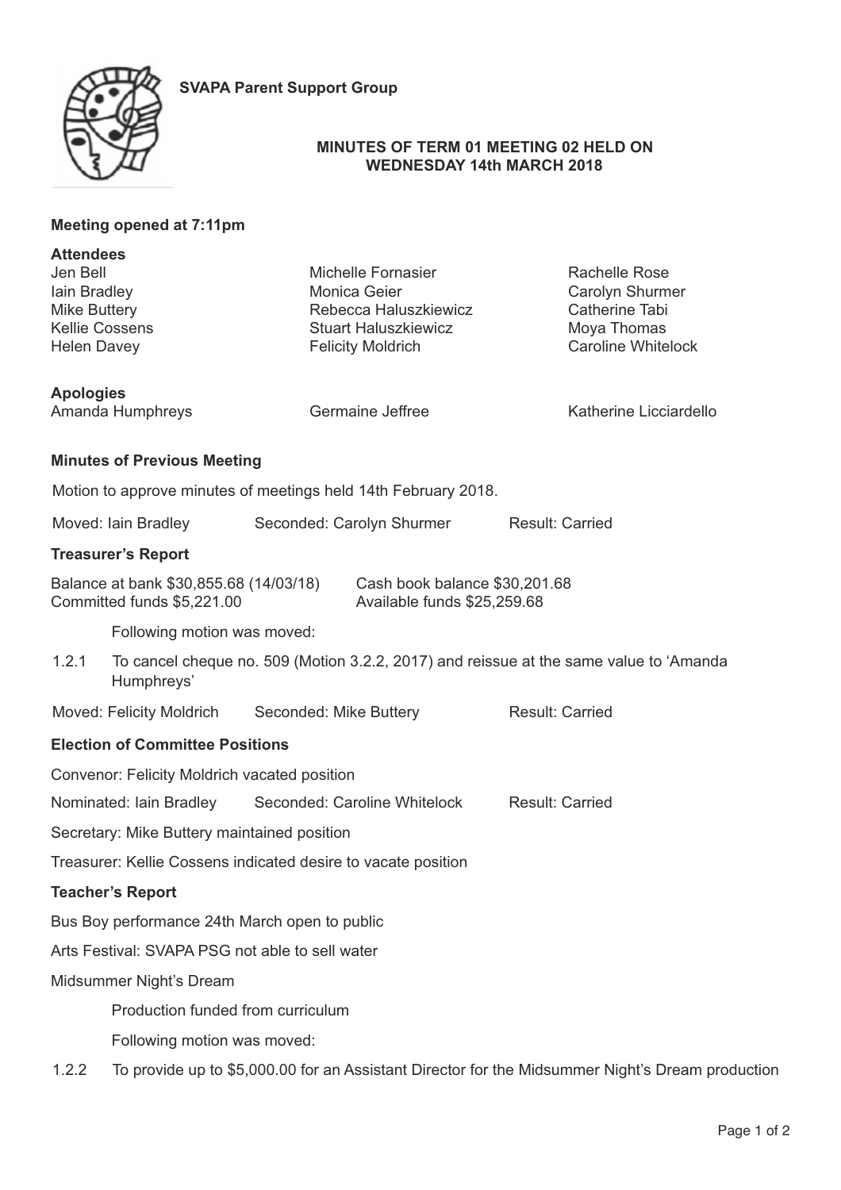**SVAPA Parent Support Group**

# MINUTES OF TERM 01 MEETING 02 HELD ON WEDNESDAY 14th MARCH 2018

**Meeting opened at 7:11pm**

**Attendees**

Jen Bell
Iain Bradley
Mike Buttery
Kellie Cossens
Helen Davey
Michelle Fornasier
Monica Geier
Rebecca Haluszkiewicz
Stuart Haluszkiewicz
Felicity Moldrich
Rachelle Rose
Carolyn Shurmer
Catherine Tabi
Moya Thomas
Caroline Whitelock

**Apologies**

Amanda Humphreys
Germaine Jeffree
Katherine Licciardello

### Minutes of Previous Meeting

Motion to approve minutes of meetings held 14th February 2018.

Moved: Iain Bradley    Seconded: Carolyn Shurmer    Result: Carried

### Treasurer's Report

Balance at bank $30,855.68 (14/03/18)    Cash book balance $30,201.68
Committed funds $5,221.00    Available funds $25,259.68

Following motion was moved:

1.2.1 To cancel cheque no. 509 (Motion 3.2.2, 2017) and reissue at the same value to 'Amanda Humphreys'

Moved: Felicity Moldrich    Seconded: Mike Buttery    Result: Carried

### Election of Committee Positions

Convenor: Felicity Moldrich vacated position

Nominated: Iain Bradley    Seconded: Caroline Whitelock    Result: Carried

Secretary: Mike Buttery maintained position

Treasurer: Kellie Cossens indicated desire to vacate position

### Teacher's Report

Bus Boy performance 24th March open to public

Arts Festival: SVAPA PSG not able to sell water

Midsummer Night's Dream

Production funded from curriculum

Following motion was moved:

1.2.2 To provide up to $5,000.00 for an Assistant Director for the Midsummer Night's Dream production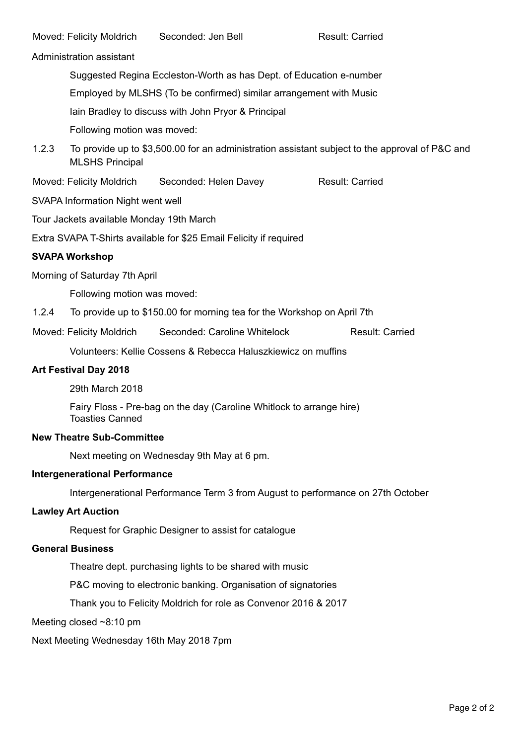Moved: Felicity Moldrich    Seconded: Jen Bell    Result: Carried

Administration assistant

Suggested Regina Eccleston-Worth as has Dept. of Education e-number

Employed by MLSHS (To be confirmed) similar arrangement with Music

Iain Bradley to discuss with John Pryor & Principal

Following motion was moved:

1.2.3 To provide up to $3,500.00 for an administration assistant subject to the approval of P&C and MLSHS Principal

Moved: Felicity Moldrich    Seconded: Helen Davey    Result: Carried

SVAPA Information Night went well

Tour Jackets available Monday 19th March

Extra SVAPA T-Shirts available for $25 Email Felicity if required

**SVAPA Workshop**

Morning of Saturday 7th April

Following motion was moved:

1.2.4 To provide up to $150.00 for morning tea for the Workshop on April 7th

Moved: Felicity Moldrich    Seconded: Caroline Whitelock    Result: Carried

Volunteers: Kellie Cossens & Rebecca Haluszkiewicz on muffins

**Art Festival Day 2018**

29th March 2018

Fairy Floss - Pre-bag on the day (Caroline Whitlock to arrange hire)
Toasties Canned

**New Theatre Sub-Committee**

Next meeting on Wednesday 9th May at 6 pm.

**Intergenerational Performance**

Intergenerational Performance Term 3 from August to performance on 27th October

**Lawley Art Auction**

Request for Graphic Designer to assist for catalogue

**General Business**

Theatre dept. purchasing lights to be shared with music

P&C moving to electronic banking. Organisation of signatories

Thank you to Felicity Moldrich for role as Convenor 2016 & 2017

Meeting closed ~8:10 pm

Next Meeting Wednesday 16th May 2018 7pm